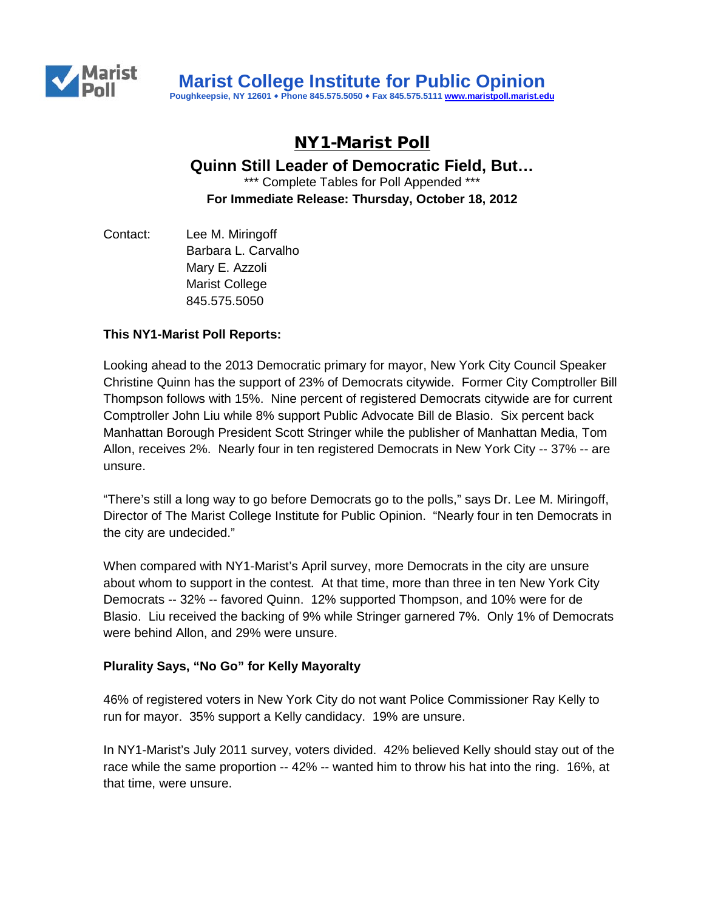# Marist College Institute for Public Opinion

Poughkeepsie, NY 12601 • Phone 845.575.5050 • Fax 845.575.5111 www.maristpoll.marist.edu

## NY1-Marist Poll

### Quinn Still Leader of Democratic Field, But…

*** Complete Tables for Poll Appended ***

**For Immediate Release: Thursday, October 18, 2012**

Contact: Lee M. Miringoff
Barbara L. Carvalho
Mary E. Azzoli
Marist College
845.575.5050

**This NY1-Marist Poll Reports:**

Looking ahead to the 2013 Democratic primary for mayor, New York City Council Speaker Christine Quinn has the support of 23% of Democrats citywide. Former City Comptroller Bill Thompson follows with 15%. Nine percent of registered Democrats citywide are for current Comptroller John Liu while 8% support Public Advocate Bill de Blasio. Six percent back Manhattan Borough President Scott Stringer while the publisher of Manhattan Media, Tom Allon, receives 2%. Nearly four in ten registered Democrats in New York City -- 37% -- are unsure.

"There's still a long way to go before Democrats go to the polls," says Dr. Lee M. Miringoff, Director of The Marist College Institute for Public Opinion. "Nearly four in ten Democrats in the city are undecided."

When compared with NY1-Marist's April survey, more Democrats in the city are unsure about whom to support in the contest. At that time, more than three in ten New York City Democrats -- 32% -- favored Quinn. 12% supported Thompson, and 10% were for de Blasio. Liu received the backing of 9% while Stringer garnered 7%. Only 1% of Democrats were behind Allon, and 29% were unsure.

**Plurality Says, "No Go" for Kelly Mayoralty**

46% of registered voters in New York City do not want Police Commissioner Ray Kelly to run for mayor. 35% support a Kelly candidacy. 19% are unsure.

In NY1-Marist's July 2011 survey, voters divided. 42% believed Kelly should stay out of the race while the same proportion -- 42% -- wanted him to throw his hat into the ring. 16%, at that time, were unsure.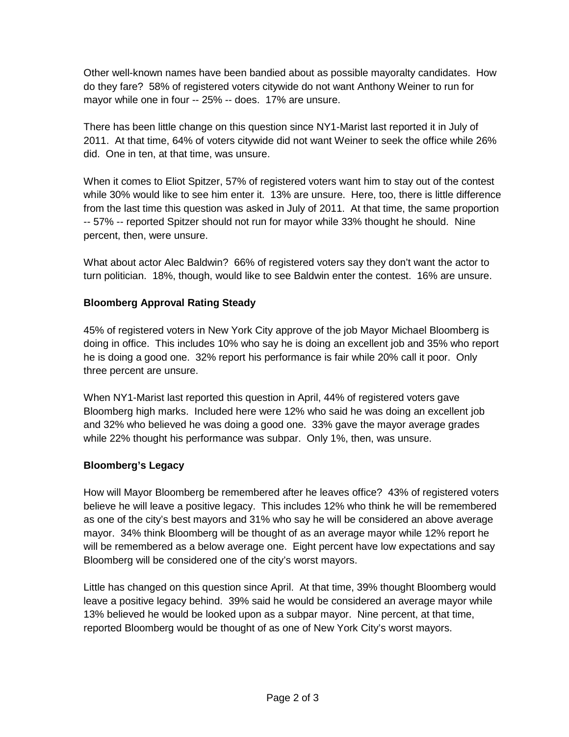Other well-known names have been bandied about as possible mayoralty candidates. How do they fare? 58% of registered voters citywide do not want Anthony Weiner to run for mayor while one in four -- 25% -- does. 17% are unsure.

There has been little change on this question since NY1-Marist last reported it in July of 2011. At that time, 64% of voters citywide did not want Weiner to seek the office while 26% did. One in ten, at that time, was unsure.

When it comes to Eliot Spitzer, 57% of registered voters want him to stay out of the contest while 30% would like to see him enter it. 13% are unsure. Here, too, there is little difference from the last time this question was asked in July of 2011. At that time, the same proportion -- 57% -- reported Spitzer should not run for mayor while 33% thought he should. Nine percent, then, were unsure.

What about actor Alec Baldwin? 66% of registered voters say they don't want the actor to turn politician. 18%, though, would like to see Baldwin enter the contest. 16% are unsure.

## Bloomberg Approval Rating Steady

45% of registered voters in New York City approve of the job Mayor Michael Bloomberg is doing in office. This includes 10% who say he is doing an excellent job and 35% who report he is doing a good one. 32% report his performance is fair while 20% call it poor. Only three percent are unsure.

When NY1-Marist last reported this question in April, 44% of registered voters gave Bloomberg high marks. Included here were 12% who said he was doing an excellent job and 32% who believed he was doing a good one. 33% gave the mayor average grades while 22% thought his performance was subpar. Only 1%, then, was unsure.

## Bloomberg's Legacy

How will Mayor Bloomberg be remembered after he leaves office? 43% of registered voters believe he will leave a positive legacy. This includes 12% who think he will be remembered as one of the city's best mayors and 31% who say he will be considered an above average mayor. 34% think Bloomberg will be thought of as an average mayor while 12% report he will be remembered as a below average one. Eight percent have low expectations and say Bloomberg will be considered one of the city's worst mayors.

Little has changed on this question since April. At that time, 39% thought Bloomberg would leave a positive legacy behind. 39% said he would be considered an average mayor while 13% believed he would be looked upon as a subpar mayor. Nine percent, at that time, reported Bloomberg would be thought of as one of New York City's worst mayors.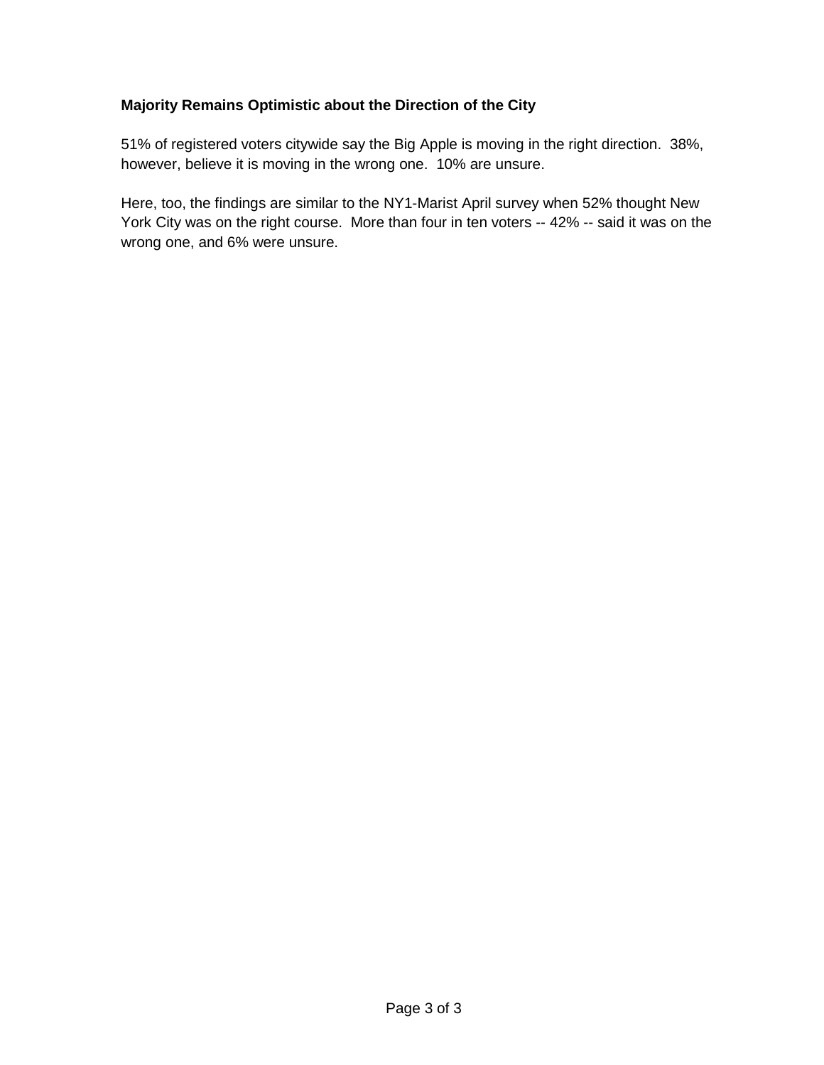**Majority Remains Optimistic about the Direction of the City**

51% of registered voters citywide say the Big Apple is moving in the right direction. 38%, however, believe it is moving in the wrong one. 10% are unsure.

Here, too, the findings are similar to the NY1-Marist April survey when 52% thought New York City was on the right course. More than four in ten voters -- 42% -- said it was on the wrong one, and 6% were unsure.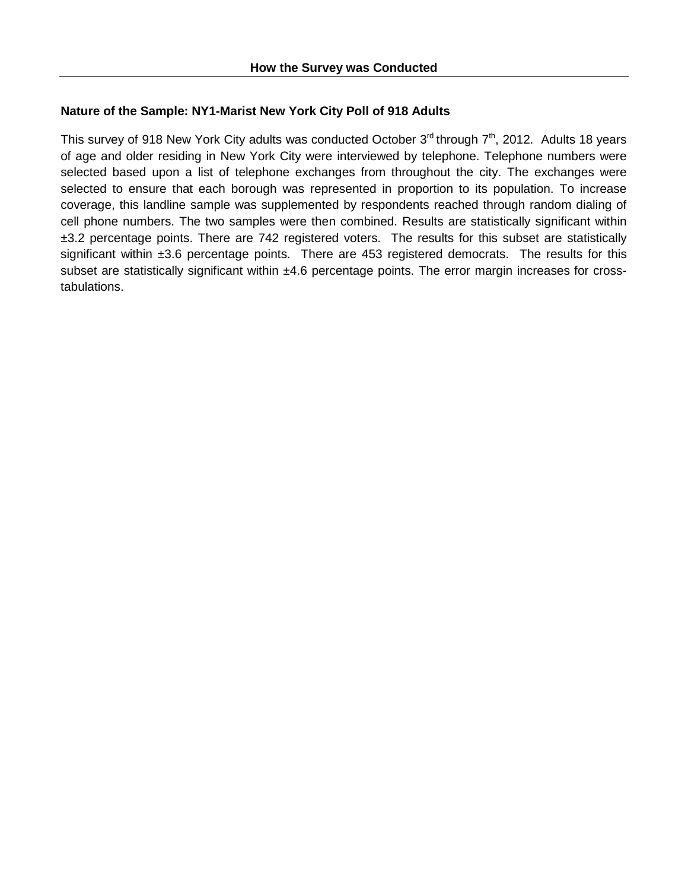## How the Survey was Conducted

**Nature of the Sample: NY1-Marist New York City Poll of 918 Adults**

This survey of 918 New York City adults was conducted October 3rd through 7th, 2012. Adults 18 years of age and older residing in New York City were interviewed by telephone. Telephone numbers were selected based upon a list of telephone exchanges from throughout the city. The exchanges were selected to ensure that each borough was represented in proportion to its population. To increase coverage, this landline sample was supplemented by respondents reached through random dialing of cell phone numbers. The two samples were then combined. Results are statistically significant within ±3.2 percentage points. There are 742 registered voters. The results for this subset are statistically significant within ±3.6 percentage points. There are 453 registered democrats. The results for this subset are statistically significant within ±4.6 percentage points. The error margin increases for cross-tabulations.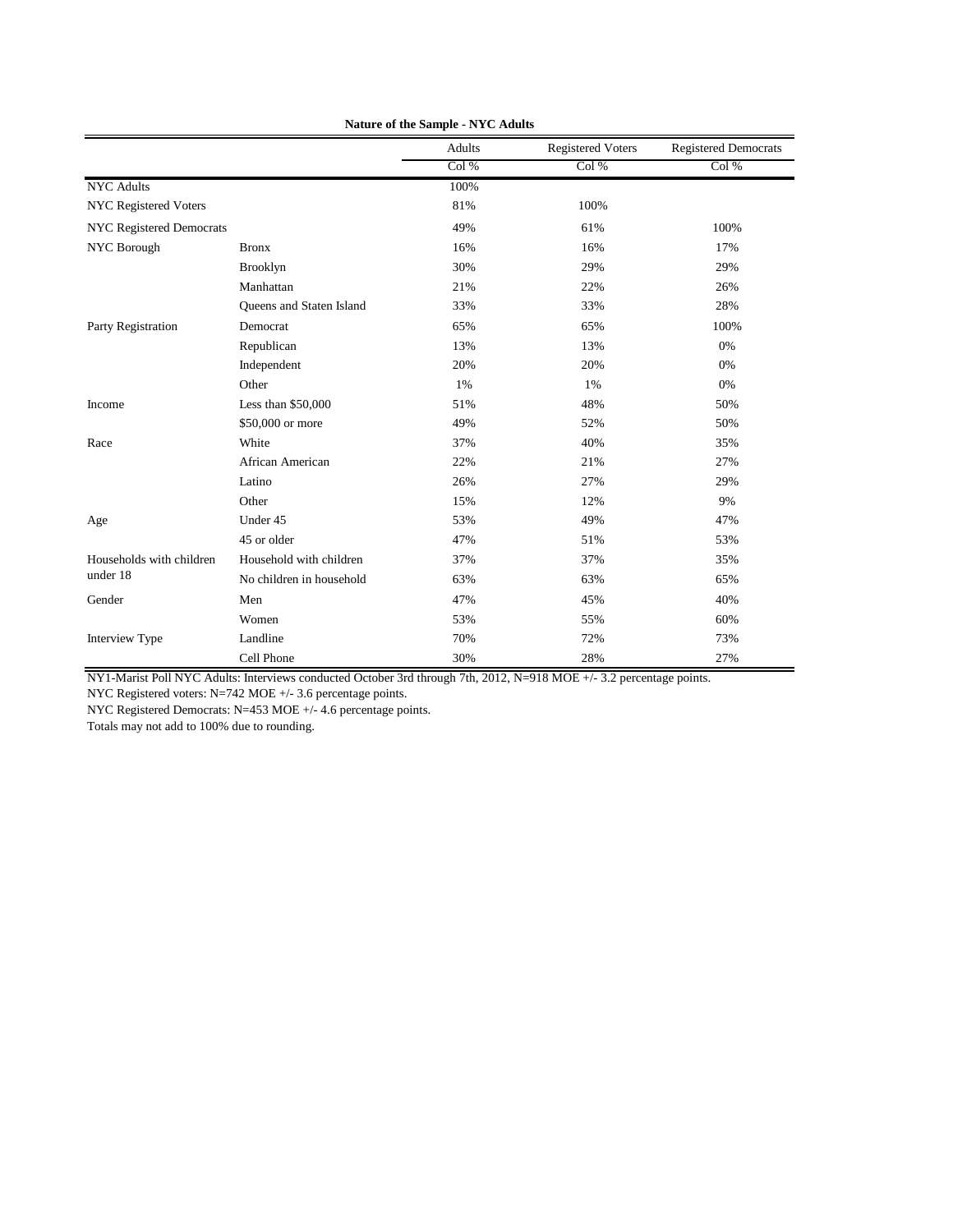**Nature of the Sample - NYC Adults**

| | | Adults | Registered Voters | Registered Democrats |
|---|---|---|---|---|
| | | Col % | Col % | Col % |
| NYC Adults | | 100% | | |
| NYC Registered Voters | | 81% | 100% | |
| NYC Registered Democrats | | 49% | 61% | 100% |
| NYC Borough | Bronx | 16% | 16% | 17% |
| | Brooklyn | 30% | 29% | 29% |
| | Manhattan | 21% | 22% | 26% |
| | Queens and Staten Island | 33% | 33% | 28% |
| Party Registration | Democrat | 65% | 65% | 100% |
| | Republican | 13% | 13% | 0% |
| | Independent | 20% | 20% | 0% |
| | Other | 1% | 1% | 0% |
| Income | Less than $50,000 | 51% | 48% | 50% |
| | $50,000 or more | 49% | 52% | 50% |
| Race | White | 37% | 40% | 35% |
| | African American | 22% | 21% | 27% |
| | Latino | 26% | 27% | 29% |
| | Other | 15% | 12% | 9% |
| Age | Under 45 | 53% | 49% | 47% |
| | 45 or older | 47% | 51% | 53% |
| Households with children under 18 | Household with children | 37% | 37% | 35% |
| | No children in household | 63% | 63% | 65% |
| Gender | Men | 47% | 45% | 40% |
| | Women | 53% | 55% | 60% |
| Interview Type | Landline | 70% | 72% | 73% |
| | Cell Phone | 30% | 28% | 27% |

NY1-Marist Poll NYC Adults: Interviews conducted October 3rd through 7th, 2012, N=918 MOE +/- 3.2 percentage points.

NYC Registered voters: N=742 MOE +/- 3.6 percentage points.

NYC Registered Democrats: N=453 MOE +/- 4.6 percentage points.

Totals may not add to 100% due to rounding.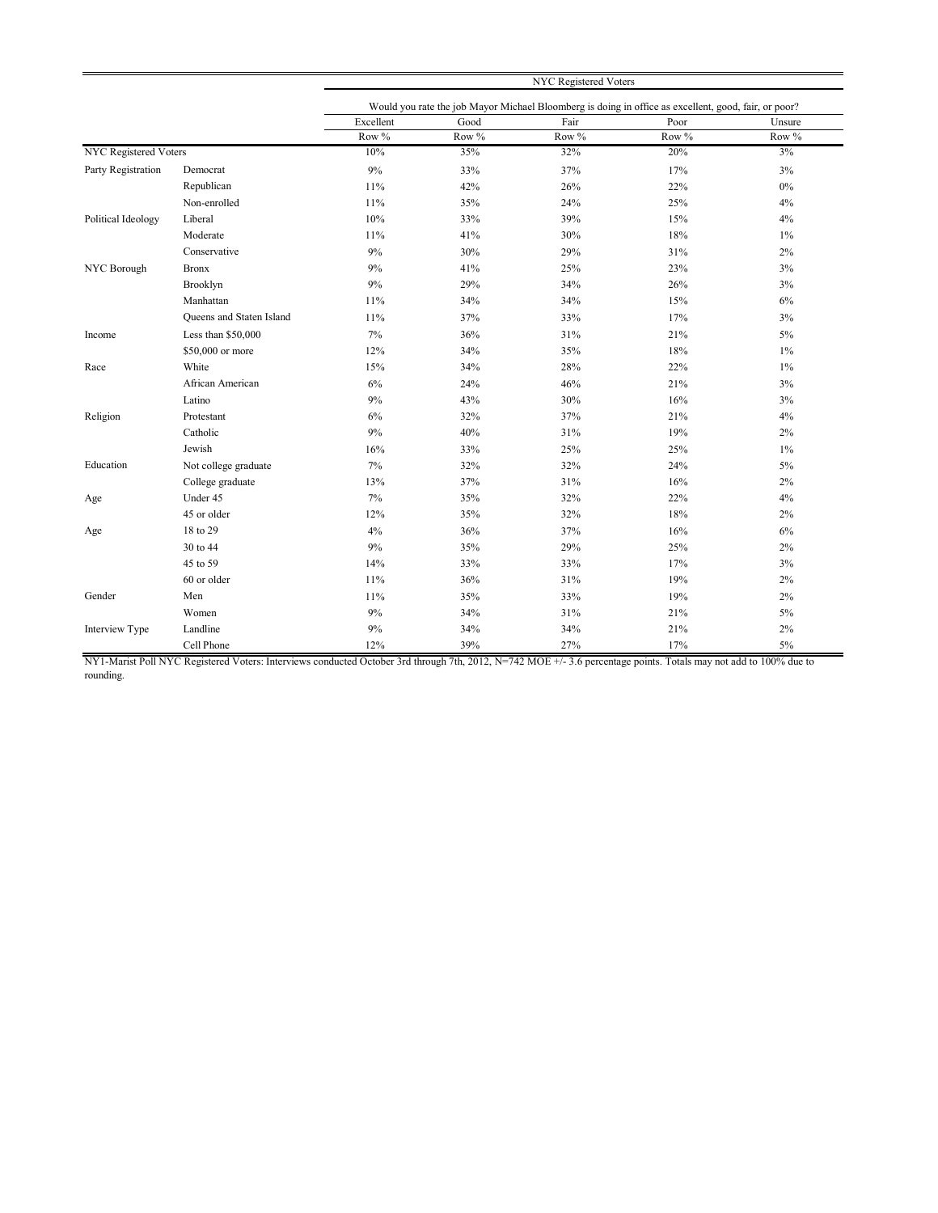| | | NYC Registered Voters | | | | |
|---|---|---|---|---|---|---|
| | | Would you rate the job Mayor Michael Bloomberg is doing in office as excellent, good, fair, or poor? | | | | |
| | | Excellent | Good | Fair | Poor | Unsure |
| | | Row % | Row % | Row % | Row % | Row % |
| NYC Registered Voters | | 10% | 35% | 32% | 20% | 3% |
| Party Registration | Democrat | 9% | 33% | 37% | 17% | 3% |
| | Republican | 11% | 42% | 26% | 22% | 0% |
| | Non-enrolled | 11% | 35% | 24% | 25% | 4% |
| Political Ideology | Liberal | 10% | 33% | 39% | 15% | 4% |
| | Moderate | 11% | 41% | 30% | 18% | 1% |
| | Conservative | 9% | 30% | 29% | 31% | 2% |
| NYC Borough | Bronx | 9% | 41% | 25% | 23% | 3% |
| | Brooklyn | 9% | 29% | 34% | 26% | 3% |
| | Manhattan | 11% | 34% | 34% | 15% | 6% |
| | Queens and Staten Island | 11% | 37% | 33% | 17% | 3% |
| Income | Less than $50,000 | 7% | 36% | 31% | 21% | 5% |
| | $50,000 or more | 12% | 34% | 35% | 18% | 1% |
| Race | White | 15% | 34% | 28% | 22% | 1% |
| | African American | 6% | 24% | 46% | 21% | 3% |
| | Latino | 9% | 43% | 30% | 16% | 3% |
| Religion | Protestant | 6% | 32% | 37% | 21% | 4% |
| | Catholic | 9% | 40% | 31% | 19% | 2% |
| | Jewish | 16% | 33% | 25% | 25% | 1% |
| Education | Not college graduate | 7% | 32% | 32% | 24% | 5% |
| | College graduate | 13% | 37% | 31% | 16% | 2% |
| Age | Under 45 | 7% | 35% | 32% | 22% | 4% |
| | 45 or older | 12% | 35% | 32% | 18% | 2% |
| Age | 18 to 29 | 4% | 36% | 37% | 16% | 6% |
| | 30 to 44 | 9% | 35% | 29% | 25% | 2% |
| | 45 to 59 | 14% | 33% | 33% | 17% | 3% |
| | 60 or older | 11% | 36% | 31% | 19% | 2% |
| Gender | Men | 11% | 35% | 33% | 19% | 2% |
| | Women | 9% | 34% | 31% | 21% | 5% |
| Interview Type | Landline | 9% | 34% | 34% | 21% | 2% |
| | Cell Phone | 12% | 39% | 27% | 17% | 5% |

NY1-Marist Poll NYC Registered Voters: Interviews conducted October 3rd through 7th, 2012, N=742 MOE +/- 3.6 percentage points. Totals may not add to 100% due to rounding.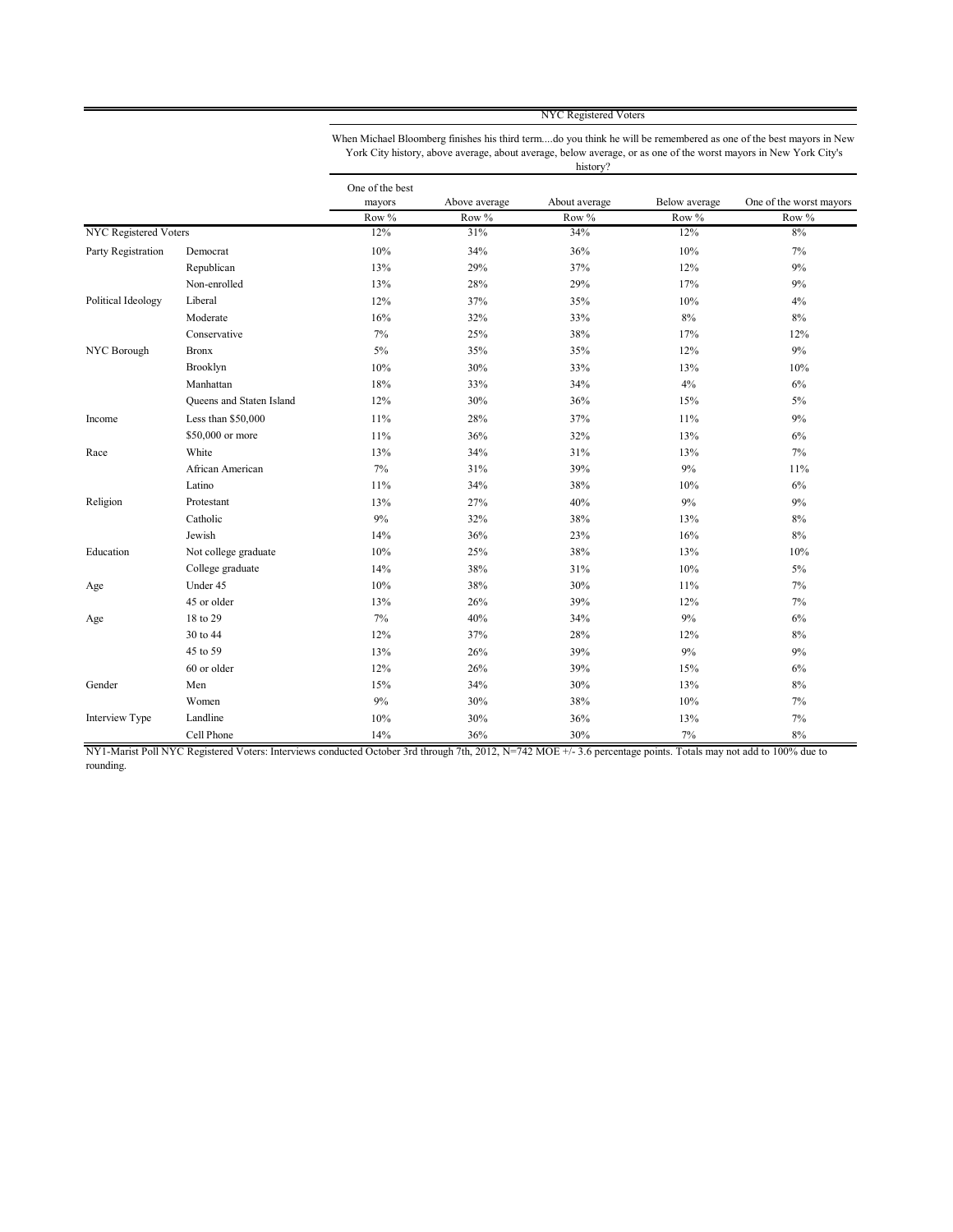| | | NYC Registered Voters | | | | |
|---|---|---|---|---|---|---|
| | | When Michael Bloomberg finishes his third term....do you think he will be remembered as one of the best mayors in New York City history, above average, about average, below average, or as one of the worst mayors in New York City's history? | | | | |
| | | One of the best mayors | Above average | About average | Below average | One of the worst mayors |
| | | Row % | Row % | Row % | Row % | Row % |
| NYC Registered Voters | | 12% | 31% | 34% | 12% | 8% |
| Party Registration | Democrat | 10% | 34% | 36% | 10% | 7% |
| | Republican | 13% | 29% | 37% | 12% | 9% |
| | Non-enrolled | 13% | 28% | 29% | 17% | 9% |
| Political Ideology | Liberal | 12% | 37% | 35% | 10% | 4% |
| | Moderate | 16% | 32% | 33% | 8% | 8% |
| | Conservative | 7% | 25% | 38% | 17% | 12% |
| NYC Borough | Bronx | 5% | 35% | 35% | 12% | 9% |
| | Brooklyn | 10% | 30% | 33% | 13% | 10% |
| | Manhattan | 18% | 33% | 34% | 4% | 6% |
| | Queens and Staten Island | 12% | 30% | 36% | 15% | 5% |
| Income | Less than $50,000 | 11% | 28% | 37% | 11% | 9% |
| | $50,000 or more | 11% | 36% | 32% | 13% | 6% |
| Race | White | 13% | 34% | 31% | 13% | 7% |
| | African American | 7% | 31% | 39% | 9% | 11% |
| | Latino | 11% | 34% | 38% | 10% | 6% |
| Religion | Protestant | 13% | 27% | 40% | 9% | 9% |
| | Catholic | 9% | 32% | 38% | 13% | 8% |
| | Jewish | 14% | 36% | 23% | 16% | 8% |
| Education | Not college graduate | 10% | 25% | 38% | 13% | 10% |
| | College graduate | 14% | 38% | 31% | 10% | 5% |
| Age | Under 45 | 10% | 38% | 30% | 11% | 7% |
| | 45 or older | 13% | 26% | 39% | 12% | 7% |
| Age | 18 to 29 | 7% | 40% | 34% | 9% | 6% |
| | 30 to 44 | 12% | 37% | 28% | 12% | 8% |
| | 45 to 59 | 13% | 26% | 39% | 9% | 9% |
| | 60 or older | 12% | 26% | 39% | 15% | 6% |
| Gender | Men | 15% | 34% | 30% | 13% | 8% |
| | Women | 9% | 30% | 38% | 10% | 7% |
| Interview Type | Landline | 10% | 30% | 36% | 13% | 7% |
| | Cell Phone | 14% | 36% | 30% | 7% | 8% |

NY1-Marist Poll NYC Registered Voters: Interviews conducted October 3rd through 7th, 2012, N=742 MOE +/- 3.6 percentage points. Totals may not add to 100% due to rounding.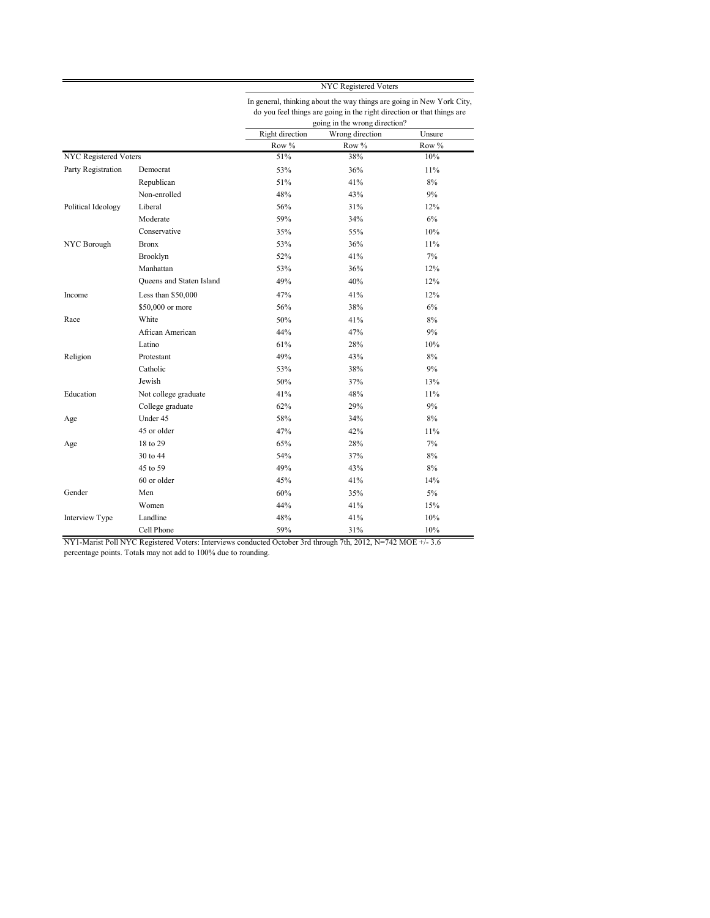| | | NYC Registered Voters | | |
|---|---|---|---|---|
| | | In general, thinking about the way things are going in New York City, do you feel things are going in the right direction or that things are going in the wrong direction? | | |
| | | Right direction | Wrong direction | Unsure |
| | | Row % | Row % | Row % |
| NYC Registered Voters | | 51% | 38% | 10% |
| Party Registration | Democrat | 53% | 36% | 11% |
| | Republican | 51% | 41% | 8% |
| | Non-enrolled | 48% | 43% | 9% |
| Political Ideology | Liberal | 56% | 31% | 12% |
| | Moderate | 59% | 34% | 6% |
| | Conservative | 35% | 55% | 10% |
| NYC Borough | Bronx | 53% | 36% | 11% |
| | Brooklyn | 52% | 41% | 7% |
| | Manhattan | 53% | 36% | 12% |
| | Queens and Staten Island | 49% | 40% | 12% |
| Income | Less than $50,000 | 47% | 41% | 12% |
| | $50,000 or more | 56% | 38% | 6% |
| Race | White | 50% | 41% | 8% |
| | African American | 44% | 47% | 9% |
| | Latino | 61% | 28% | 10% |
| Religion | Protestant | 49% | 43% | 8% |
| | Catholic | 53% | 38% | 9% |
| | Jewish | 50% | 37% | 13% |
| Education | Not college graduate | 41% | 48% | 11% |
| | College graduate | 62% | 29% | 9% |
| Age | Under 45 | 58% | 34% | 8% |
| | 45 or older | 47% | 42% | 11% |
| Age | 18 to 29 | 65% | 28% | 7% |
| | 30 to 44 | 54% | 37% | 8% |
| | 45 to 59 | 49% | 43% | 8% |
| | 60 or older | 45% | 41% | 14% |
| Gender | Men | 60% | 35% | 5% |
| | Women | 44% | 41% | 15% |
| Interview Type | Landline | 48% | 41% | 10% |
| | Cell Phone | 59% | 31% | 10% |

NY1-Marist Poll NYC Registered Voters: Interviews conducted October 3rd through 7th, 2012, N=742 MOE +/- 3.6 percentage points. Totals may not add to 100% due to rounding.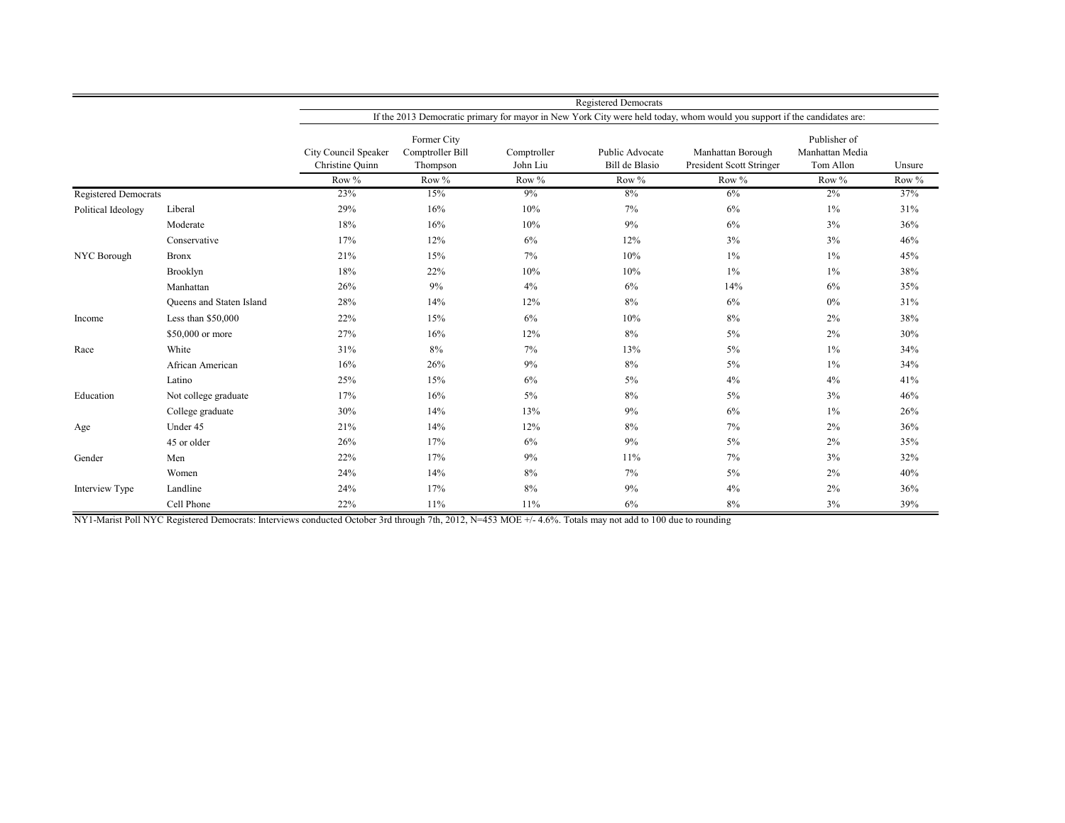| | | Registered Democrats | | | | | | |
|---|---|---|---|---|---|---|---|---|
| | | If the 2013 Democratic primary for mayor in New York City were held today, whom would you support if the candidates are: | | | | | | |
| | | City Council Speaker Christine Quinn | Former City Comptroller Bill Thompson | Comptroller John Liu | Public Advocate Bill de Blasio | Manhattan Borough President Scott Stringer | Publisher of Manhattan Media Tom Allon | Unsure |
| | | Row % | Row % | Row % | Row % | Row % | Row % | Row % |
| Registered Democrats | | 23% | 15% | 9% | 8% | 6% | 2% | 37% |
| Political Ideology | Liberal | 29% | 16% | 10% | 7% | 6% | 1% | 31% |
| | Moderate | 18% | 16% | 10% | 9% | 6% | 3% | 36% |
| | Conservative | 17% | 12% | 6% | 12% | 3% | 3% | 46% |
| NYC Borough | Bronx | 21% | 15% | 7% | 10% | 1% | 1% | 45% |
| | Brooklyn | 18% | 22% | 10% | 10% | 1% | 1% | 38% |
| | Manhattan | 26% | 9% | 4% | 6% | 14% | 6% | 35% |
| | Queens and Staten Island | 28% | 14% | 12% | 8% | 6% | 0% | 31% |
| Income | Less than $50,000 | 22% | 15% | 6% | 10% | 8% | 2% | 38% |
| | $50,000 or more | 27% | 16% | 12% | 8% | 5% | 2% | 30% |
| Race | White | 31% | 8% | 7% | 13% | 5% | 1% | 34% |
| | African American | 16% | 26% | 9% | 8% | 5% | 1% | 34% |
| | Latino | 25% | 15% | 6% | 5% | 4% | 4% | 41% |
| Education | Not college graduate | 17% | 16% | 5% | 8% | 5% | 3% | 46% |
| | College graduate | 30% | 14% | 13% | 9% | 6% | 1% | 26% |
| Age | Under 45 | 21% | 14% | 12% | 8% | 7% | 2% | 36% |
| | 45 or older | 26% | 17% | 6% | 9% | 5% | 2% | 35% |
| Gender | Men | 22% | 17% | 9% | 11% | 7% | 3% | 32% |
| | Women | 24% | 14% | 8% | 7% | 5% | 2% | 40% |
| Interview Type | Landline | 24% | 17% | 8% | 9% | 4% | 2% | 36% |
| | Cell Phone | 22% | 11% | 11% | 6% | 8% | 3% | 39% |

NY1-Marist Poll NYC Registered Democrats: Interviews conducted October 3rd through 7th, 2012, N=453 MOE +/- 4.6%. Totals may not add to 100 due to rounding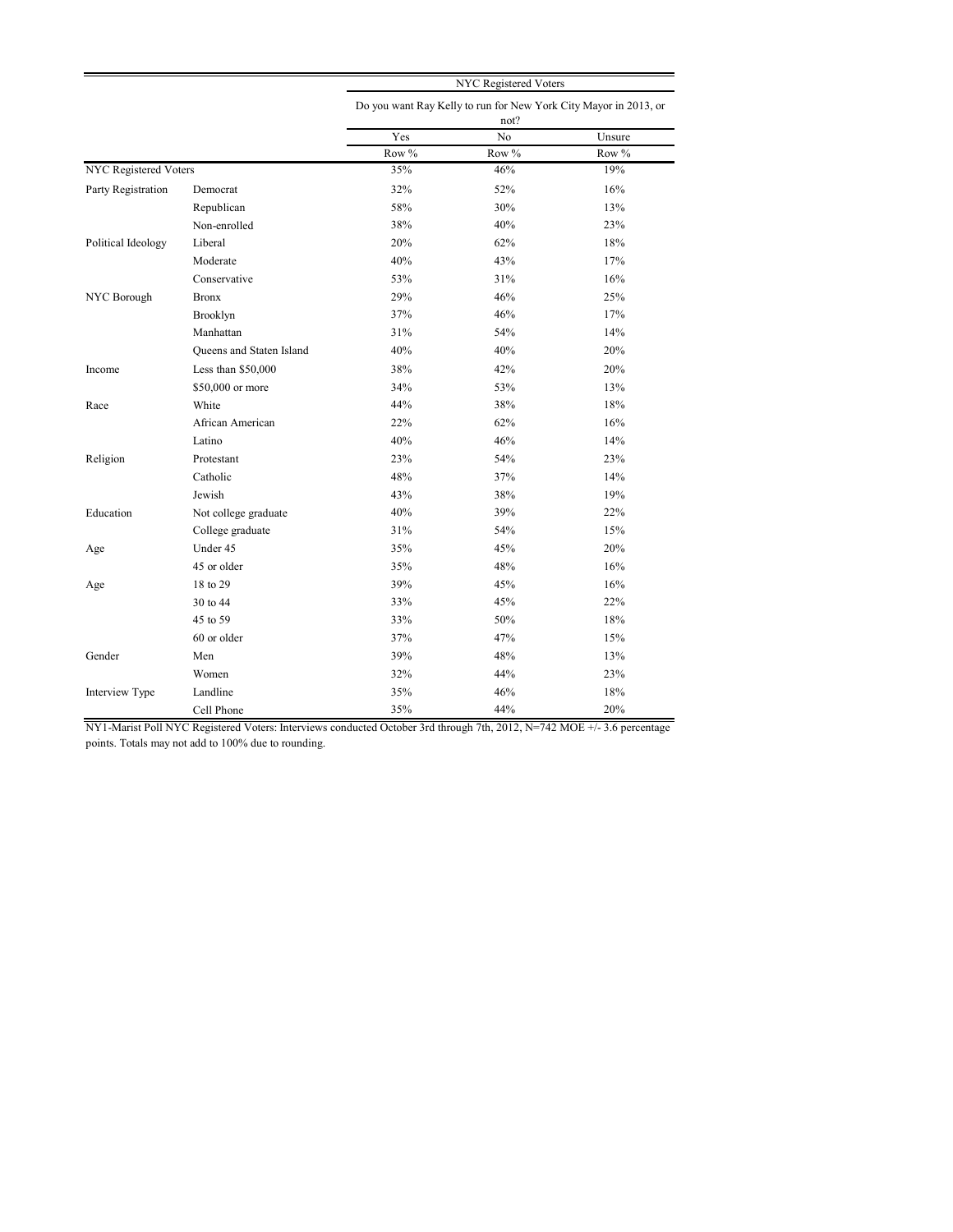| | | NYC Registered Voters | | |
|---|---|---|---|---|
| | | Do you want Ray Kelly to run for New York City Mayor in 2013, or not? | | |
| | | Yes | No | Unsure |
| | | Row % | Row % | Row % |
| NYC Registered Voters | | 35% | 46% | 19% |
| Party Registration | Democrat | 32% | 52% | 16% |
| | Republican | 58% | 30% | 13% |
| | Non-enrolled | 38% | 40% | 23% |
| Political Ideology | Liberal | 20% | 62% | 18% |
| | Moderate | 40% | 43% | 17% |
| | Conservative | 53% | 31% | 16% |
| NYC Borough | Bronx | 29% | 46% | 25% |
| | Brooklyn | 37% | 46% | 17% |
| | Manhattan | 31% | 54% | 14% |
| | Queens and Staten Island | 40% | 40% | 20% |
| Income | Less than $50,000 | 38% | 42% | 20% |
| | $50,000 or more | 34% | 53% | 13% |
| Race | White | 44% | 38% | 18% |
| | African American | 22% | 62% | 16% |
| | Latino | 40% | 46% | 14% |
| Religion | Protestant | 23% | 54% | 23% |
| | Catholic | 48% | 37% | 14% |
| | Jewish | 43% | 38% | 19% |
| Education | Not college graduate | 40% | 39% | 22% |
| | College graduate | 31% | 54% | 15% |
| Age | Under 45 | 35% | 45% | 20% |
| | 45 or older | 35% | 48% | 16% |
| Age | 18 to 29 | 39% | 45% | 16% |
| | 30 to 44 | 33% | 45% | 22% |
| | 45 to 59 | 33% | 50% | 18% |
| | 60 or older | 37% | 47% | 15% |
| Gender | Men | 39% | 48% | 13% |
| | Women | 32% | 44% | 23% |
| Interview Type | Landline | 35% | 46% | 18% |
| | Cell Phone | 35% | 44% | 20% |

NY1-Marist Poll NYC Registered Voters: Interviews conducted October 3rd through 7th, 2012, N=742 MOE +/- 3.6 percentage points. Totals may not add to 100% due to rounding.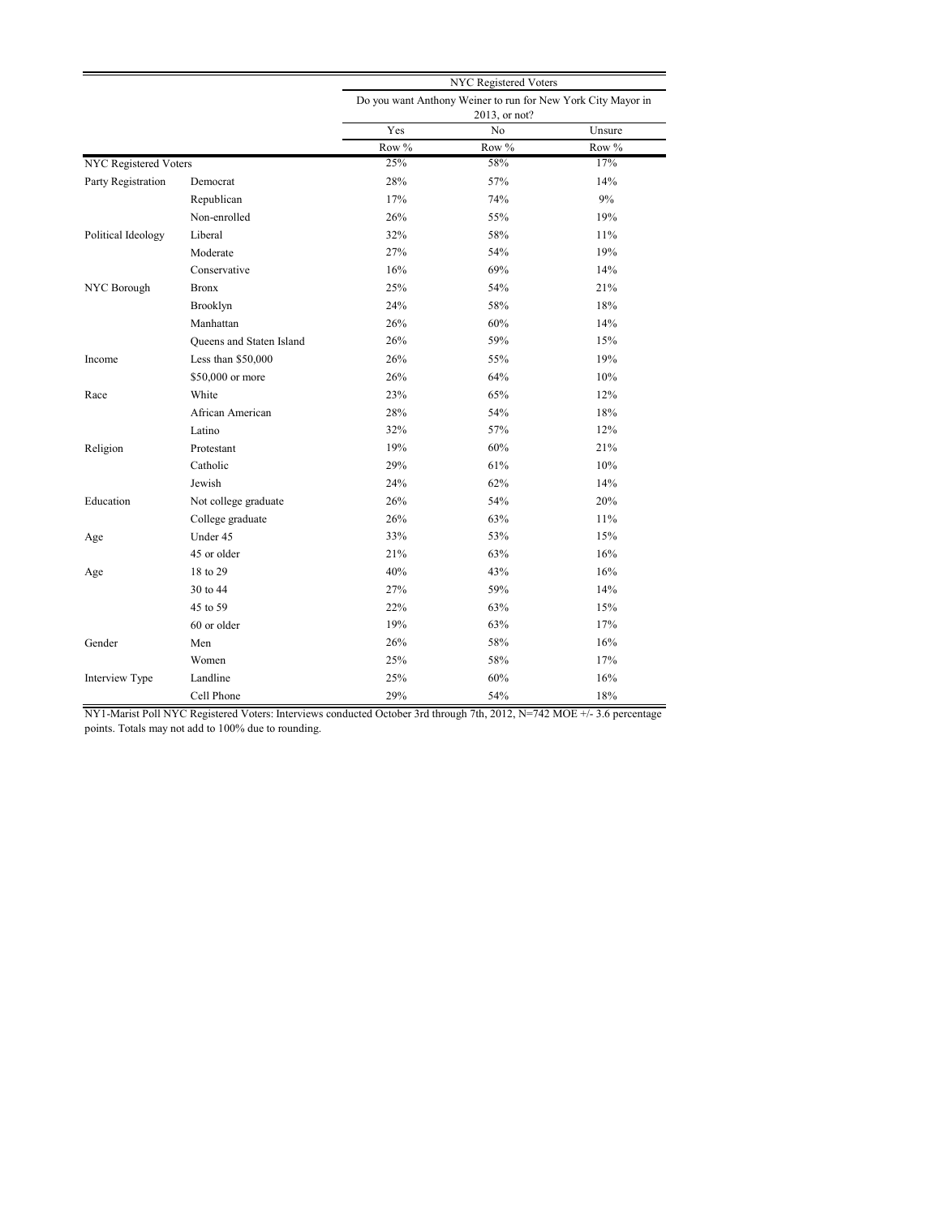| | | NYC Registered Voters | | |
|---|---|---|---|---|
| | | Do you want Anthony Weiner to run for New York City Mayor in 2013, or not? | | |
| | | Yes | No | Unsure |
| | | Row % | Row % | Row % |
| NYC Registered Voters | | 25% | 58% | 17% |
| Party Registration | Democrat | 28% | 57% | 14% |
| | Republican | 17% | 74% | 9% |
| | Non-enrolled | 26% | 55% | 19% |
| Political Ideology | Liberal | 32% | 58% | 11% |
| | Moderate | 27% | 54% | 19% |
| | Conservative | 16% | 69% | 14% |
| NYC Borough | Bronx | 25% | 54% | 21% |
| | Brooklyn | 24% | 58% | 18% |
| | Manhattan | 26% | 60% | 14% |
| | Queens and Staten Island | 26% | 59% | 15% |
| Income | Less than $50,000 | 26% | 55% | 19% |
| | $50,000 or more | 26% | 64% | 10% |
| Race | White | 23% | 65% | 12% |
| | African American | 28% | 54% | 18% |
| | Latino | 32% | 57% | 12% |
| Religion | Protestant | 19% | 60% | 21% |
| | Catholic | 29% | 61% | 10% |
| | Jewish | 24% | 62% | 14% |
| Education | Not college graduate | 26% | 54% | 20% |
| | College graduate | 26% | 63% | 11% |
| Age | Under 45 | 33% | 53% | 15% |
| | 45 or older | 21% | 63% | 16% |
| Age | 18 to 29 | 40% | 43% | 16% |
| | 30 to 44 | 27% | 59% | 14% |
| | 45 to 59 | 22% | 63% | 15% |
| | 60 or older | 19% | 63% | 17% |
| Gender | Men | 26% | 58% | 16% |
| | Women | 25% | 58% | 17% |
| Interview Type | Landline | 25% | 60% | 16% |
| | Cell Phone | 29% | 54% | 18% |

NY1-Marist Poll NYC Registered Voters: Interviews conducted October 3rd through 7th, 2012, N=742 MOE +/- 3.6 percentage points. Totals may not add to 100% due to rounding.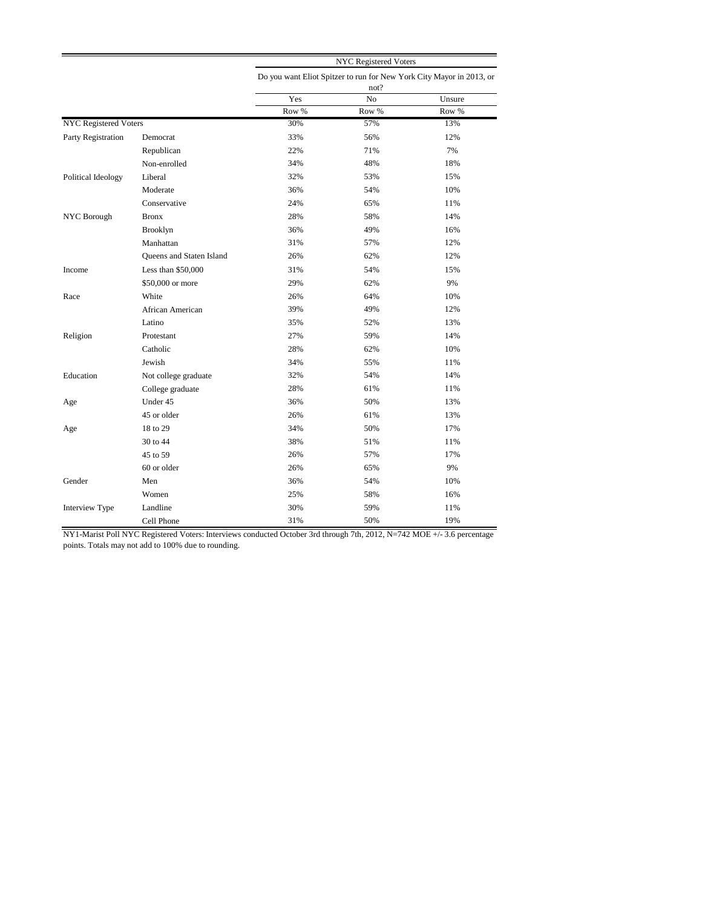| | | NYC Registered Voters | | |
|---|---|---|---|---|
| | | Do you want Eliot Spitzer to run for New York City Mayor in 2013, or not? | | |
| | | Yes | No | Unsure |
| | | Row % | Row % | Row % |
| NYC Registered Voters | | 30% | 57% | 13% |
| Party Registration | Democrat | 33% | 56% | 12% |
| | Republican | 22% | 71% | 7% |
| | Non-enrolled | 34% | 48% | 18% |
| Political Ideology | Liberal | 32% | 53% | 15% |
| | Moderate | 36% | 54% | 10% |
| | Conservative | 24% | 65% | 11% |
| NYC Borough | Bronx | 28% | 58% | 14% |
| | Brooklyn | 36% | 49% | 16% |
| | Manhattan | 31% | 57% | 12% |
| | Queens and Staten Island | 26% | 62% | 12% |
| Income | Less than $50,000 | 31% | 54% | 15% |
| | $50,000 or more | 29% | 62% | 9% |
| Race | White | 26% | 64% | 10% |
| | African American | 39% | 49% | 12% |
| | Latino | 35% | 52% | 13% |
| Religion | Protestant | 27% | 59% | 14% |
| | Catholic | 28% | 62% | 10% |
| | Jewish | 34% | 55% | 11% |
| Education | Not college graduate | 32% | 54% | 14% |
| | College graduate | 28% | 61% | 11% |
| Age | Under 45 | 36% | 50% | 13% |
| | 45 or older | 26% | 61% | 13% |
| Age | 18 to 29 | 34% | 50% | 17% |
| | 30 to 44 | 38% | 51% | 11% |
| | 45 to 59 | 26% | 57% | 17% |
| | 60 or older | 26% | 65% | 9% |
| Gender | Men | 36% | 54% | 10% |
| | Women | 25% | 58% | 16% |
| Interview Type | Landline | 30% | 59% | 11% |
| | Cell Phone | 31% | 50% | 19% |

NY1-Marist Poll NYC Registered Voters: Interviews conducted October 3rd through 7th, 2012, N=742 MOE +/- 3.6 percentage points. Totals may not add to 100% due to rounding.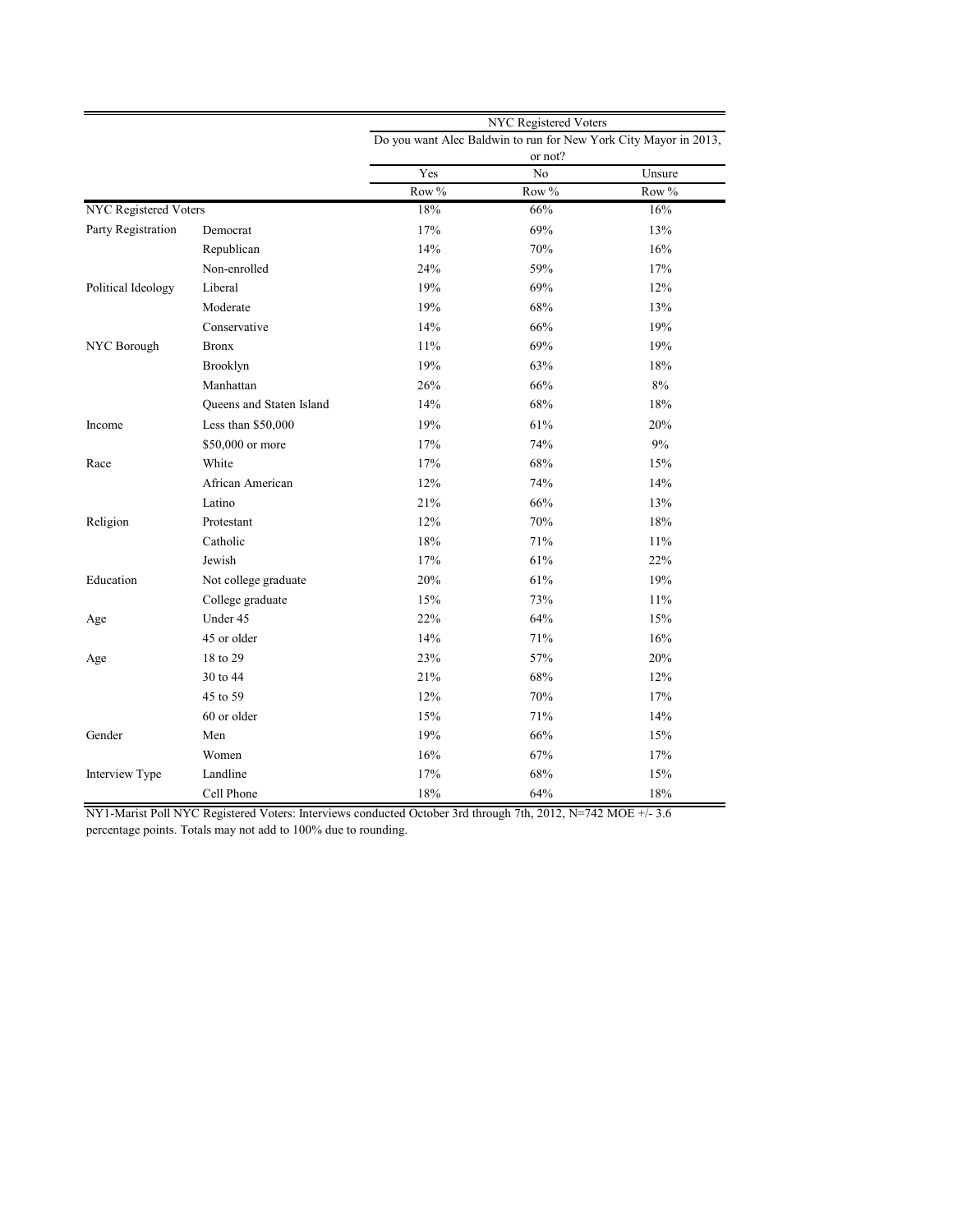| | | NYC Registered Voters | | |
|---|---|---|---|---|
| | | Do you want Alec Baldwin to run for New York City Mayor in 2013, or not? | | |
| | | Yes | No | Unsure |
| | | Row % | Row % | Row % |
| NYC Registered Voters | | 18% | 66% | 16% |
| Party Registration | Democrat | 17% | 69% | 13% |
| | Republican | 14% | 70% | 16% |
| | Non-enrolled | 24% | 59% | 17% |
| Political Ideology | Liberal | 19% | 69% | 12% |
| | Moderate | 19% | 68% | 13% |
| | Conservative | 14% | 66% | 19% |
| NYC Borough | Bronx | 11% | 69% | 19% |
| | Brooklyn | 19% | 63% | 18% |
| | Manhattan | 26% | 66% | 8% |
| | Queens and Staten Island | 14% | 68% | 18% |
| Income | Less than $50,000 | 19% | 61% | 20% |
| | $50,000 or more | 17% | 74% | 9% |
| Race | White | 17% | 68% | 15% |
| | African American | 12% | 74% | 14% |
| | Latino | 21% | 66% | 13% |
| Religion | Protestant | 12% | 70% | 18% |
| | Catholic | 18% | 71% | 11% |
| | Jewish | 17% | 61% | 22% |
| Education | Not college graduate | 20% | 61% | 19% |
| | College graduate | 15% | 73% | 11% |
| Age | Under 45 | 22% | 64% | 15% |
| | 45 or older | 14% | 71% | 16% |
| Age | 18 to 29 | 23% | 57% | 20% |
| | 30 to 44 | 21% | 68% | 12% |
| | 45 to 59 | 12% | 70% | 17% |
| | 60 or older | 15% | 71% | 14% |
| Gender | Men | 19% | 66% | 15% |
| | Women | 16% | 67% | 17% |
| Interview Type | Landline | 17% | 68% | 15% |
| | Cell Phone | 18% | 64% | 18% |

NY1-Marist Poll NYC Registered Voters: Interviews conducted October 3rd through 7th, 2012, N=742 MOE +/- 3.6 percentage points. Totals may not add to 100% due to rounding.